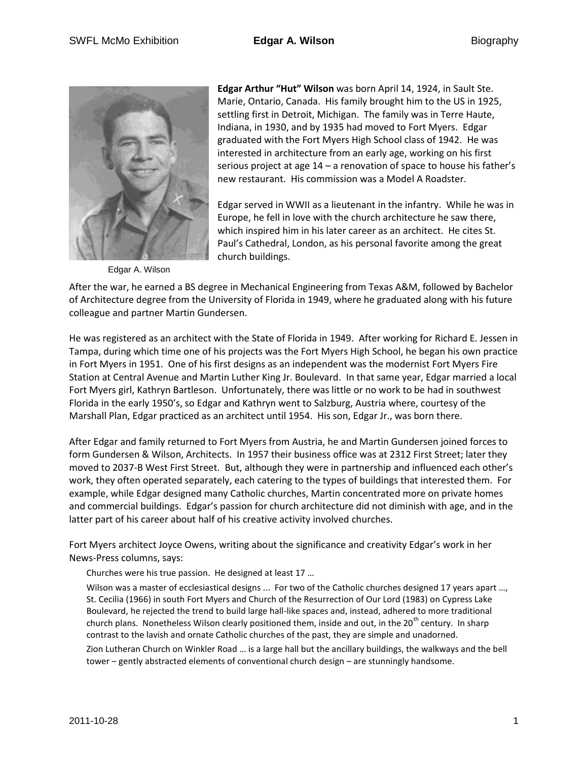Edgar A. Wilson

**Edgar Arthur "Hut" Wilson** was born April 14, 1924, in Sault Ste. Marie, Ontario, Canada. His family brought him to the US in 1925, settling first in Detroit, Michigan. The family was in Terre Haute, Indiana, in 1930, and by 1935 had moved to Fort Myers. Edgar graduated with the Fort Myers High School class of 1942. He was interested in architecture from an early age, working on his first serious project at age 14 – a renovation of space to house his father's new restaurant. His commission was a Model A Roadster.

Edgar served in WWII as a lieutenant in the infantry. While he was in Europe, he fell in love with the church architecture he saw there, which inspired him in his later career as an architect. He cites St. Paul's Cathedral, London, as his personal favorite among the great church buildings.

After the war, he earned a BS degree in Mechanical Engineering from Texas A&M, followed by Bachelor of Architecture degree from the University of Florida in 1949, where he graduated along with his future colleague and partner Martin Gundersen.

He was registered as an architect with the State of Florida in 1949. After working for Richard E. Jessen in Tampa, during which time one of his projects was the Fort Myers High School, he began his own practice in Fort Myers in 1951. One of his first designs as an independent was the modernist Fort Myers Fire Station at Central Avenue and Martin Luther King Jr. Boulevard. In that same year, Edgar married a local Fort Myers girl, Kathryn Bartleson. Unfortunately, there was little or no work to be had in southwest Florida in the early 1950's, so Edgar and Kathryn went to Salzburg, Austria where, courtesy of the Marshall Plan, Edgar practiced as an architect until 1954. His son, Edgar Jr., was born there.

After Edgar and family returned to Fort Myers from Austria, he and Martin Gundersen joined forces to form Gundersen & Wilson, Architects. In 1957 their business office was at 2312 First Street; later they moved to 2037-B West First Street. But, although they were in partnership and influenced each other's work, they often operated separately, each catering to the types of buildings that interested them. For example, while Edgar designed many Catholic churches, Martin concentrated more on private homes and commercial buildings. Edgar's passion for church architecture did not diminish with age, and in the latter part of his career about half of his creative activity involved churches.

Fort Myers architect Joyce Owens, writing about the significance and creativity Edgar's work in her News-Press columns, says:

> Churches were his true passion. He designed at least 17 …
>
> Wilson was a master of ecclesiastical designs ... For two of the Catholic churches designed 17 years apart …, St. Cecilia (1966) in south Fort Myers and Church of the Resurrection of Our Lord (1983) on Cypress Lake Boulevard, he rejected the trend to build large hall-like spaces and, instead, adhered to more traditional church plans. Nonetheless Wilson clearly positioned them, inside and out, in the 20th century. In sharp contrast to the lavish and ornate Catholic churches of the past, they are simple and unadorned.
>
> Zion Lutheran Church on Winkler Road … is a large hall but the ancillary buildings, the walkways and the bell tower – gently abstracted elements of conventional church design – are stunningly handsome.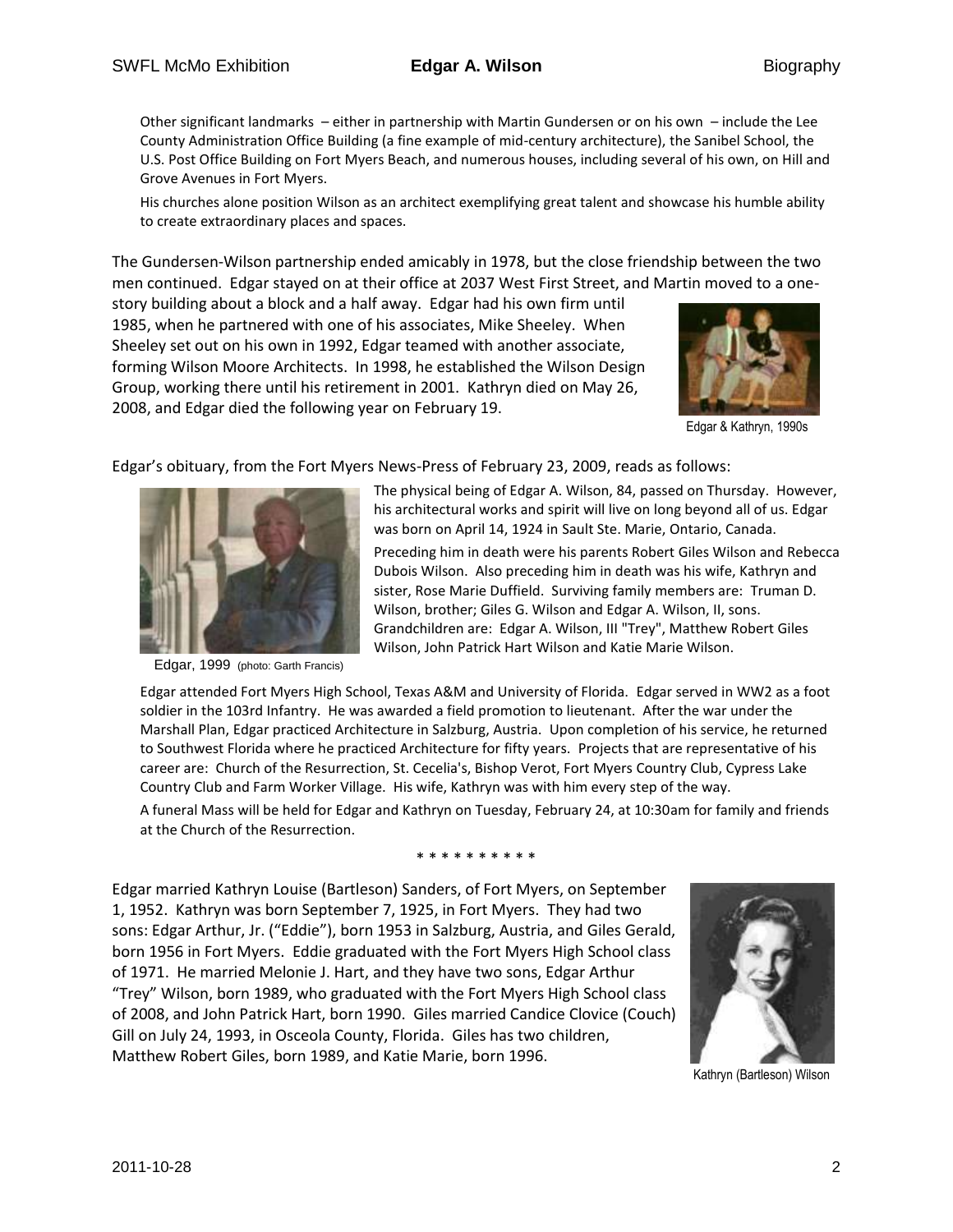Other significant landmarks – either in partnership with Martin Gundersen or on his own – include the Lee County Administration Office Building (a fine example of mid-century architecture), the Sanibel School, the U.S. Post Office Building on Fort Myers Beach, and numerous houses, including several of his own, on Hill and Grove Avenues in Fort Myers.

His churches alone position Wilson as an architect exemplifying great talent and showcase his humble ability to create extraordinary places and spaces.

The Gundersen-Wilson partnership ended amicably in 1978, but the close friendship between the two men continued. Edgar stayed on at their office at 2037 West First Street, and Martin moved to a one-story building about a block and a half away. Edgar had his own firm until 1985, when he partnered with one of his associates, Mike Sheeley. When Sheeley set out on his own in 1992, Edgar teamed with another associate, forming Wilson Moore Architects. In 1998, he established the Wilson Design Group, working there until his retirement in 2001. Kathryn died on May 26, 2008, and Edgar died the following year on February 19.

Edgar & Kathryn, 1990s

Edgar's obituary, from the Fort Myers News-Press of February 23, 2009, reads as follows:

Edgar, 1999 (photo: Garth Francis)

The physical being of Edgar A. Wilson, 84, passed on Thursday. However, his architectural works and spirit will live on long beyond all of us. Edgar was born on April 14, 1924 in Sault Ste. Marie, Ontario, Canada.

Preceding him in death were his parents Robert Giles Wilson and Rebecca Dubois Wilson. Also preceding him in death was his wife, Kathryn and sister, Rose Marie Duffield. Surviving family members are: Truman D. Wilson, brother; Giles G. Wilson and Edgar A. Wilson, II, sons. Grandchildren are: Edgar A. Wilson, III "Trey", Matthew Robert Giles Wilson, John Patrick Hart Wilson and Katie Marie Wilson.

Edgar attended Fort Myers High School, Texas A&M and University of Florida. Edgar served in WW2 as a foot soldier in the 103rd Infantry. He was awarded a field promotion to lieutenant. After the war under the Marshall Plan, Edgar practiced Architecture in Salzburg, Austria. Upon completion of his service, he returned to Southwest Florida where he practiced Architecture for fifty years. Projects that are representative of his career are: Church of the Resurrection, St. Cecelia's, Bishop Verot, Fort Myers Country Club, Cypress Lake Country Club and Farm Worker Village. His wife, Kathryn was with him every step of the way.

A funeral Mass will be held for Edgar and Kathryn on Tuesday, February 24, at 10:30am for family and friends at the Church of the Resurrection.

* * * * * * * * * *

Edgar married Kathryn Louise (Bartleson) Sanders, of Fort Myers, on September 1, 1952. Kathryn was born September 7, 1925, in Fort Myers. They had two sons: Edgar Arthur, Jr. ("Eddie"), born 1953 in Salzburg, Austria, and Giles Gerald, born 1956 in Fort Myers. Eddie graduated with the Fort Myers High School class of 1971. He married Melonie J. Hart, and they have two sons, Edgar Arthur "Trey" Wilson, born 1989, who graduated with the Fort Myers High School class of 2008, and John Patrick Hart, born 1990. Giles married Candice Clovice (Couch) Gill on July 24, 1993, in Osceola County, Florida. Giles has two children, Matthew Robert Giles, born 1989, and Katie Marie, born 1996.

Kathryn (Bartleson) Wilson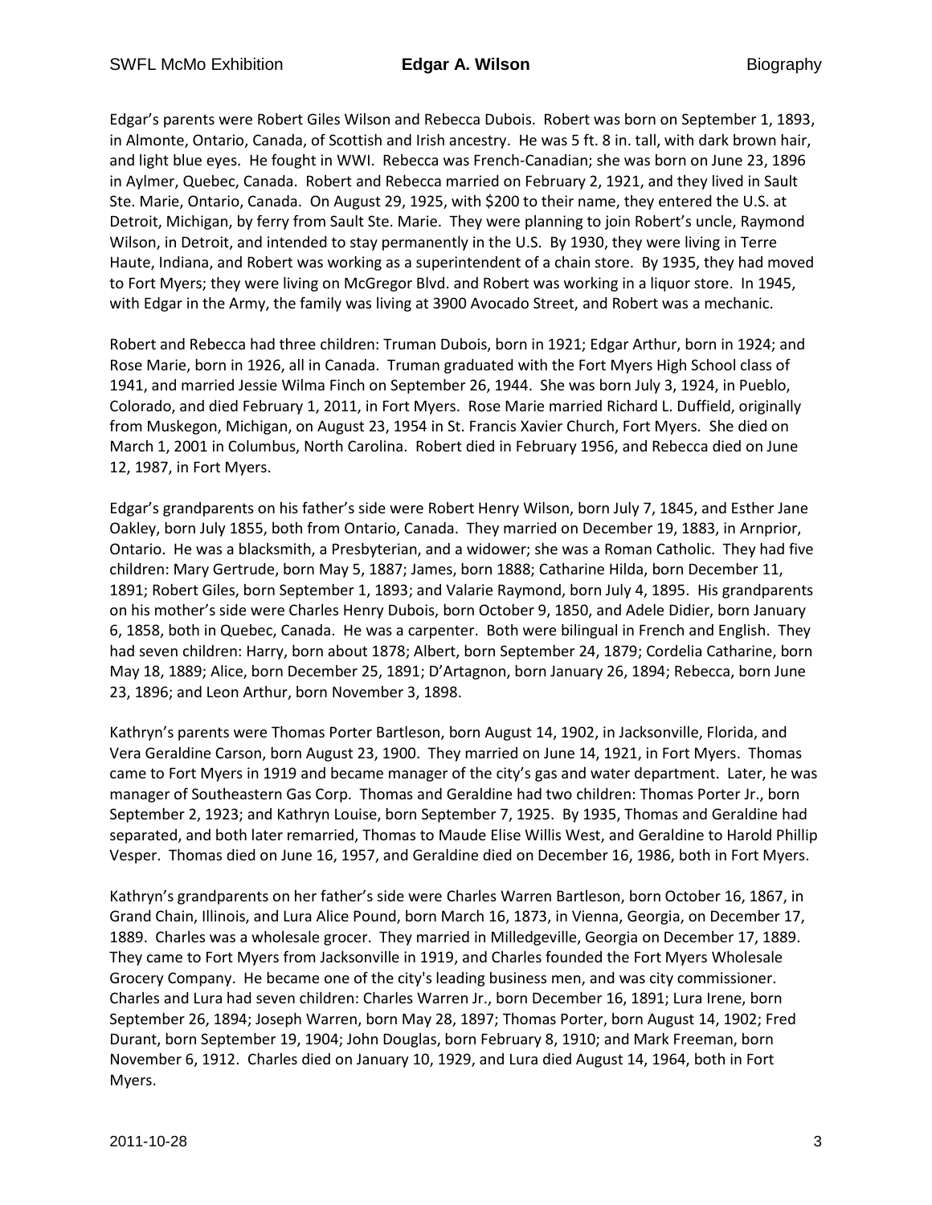Edgar's parents were Robert Giles Wilson and Rebecca Dubois. Robert was born on September 1, 1893, in Almonte, Ontario, Canada, of Scottish and Irish ancestry. He was 5 ft. 8 in. tall, with dark brown hair, and light blue eyes. He fought in WWI. Rebecca was French-Canadian; she was born on June 23, 1896 in Aylmer, Quebec, Canada. Robert and Rebecca married on February 2, 1921, and they lived in Sault Ste. Marie, Ontario, Canada. On August 29, 1925, with $200 to their name, they entered the U.S. at Detroit, Michigan, by ferry from Sault Ste. Marie. They were planning to join Robert's uncle, Raymond Wilson, in Detroit, and intended to stay permanently in the U.S. By 1930, they were living in Terre Haute, Indiana, and Robert was working as a superintendent of a chain store. By 1935, they had moved to Fort Myers; they were living on McGregor Blvd. and Robert was working in a liquor store. In 1945, with Edgar in the Army, the family was living at 3900 Avocado Street, and Robert was a mechanic.

Robert and Rebecca had three children: Truman Dubois, born in 1921; Edgar Arthur, born in 1924; and Rose Marie, born in 1926, all in Canada. Truman graduated with the Fort Myers High School class of 1941, and married Jessie Wilma Finch on September 26, 1944. She was born July 3, 1924, in Pueblo, Colorado, and died February 1, 2011, in Fort Myers. Rose Marie married Richard L. Duffield, originally from Muskegon, Michigan, on August 23, 1954 in St. Francis Xavier Church, Fort Myers. She died on March 1, 2001 in Columbus, North Carolina. Robert died in February 1956, and Rebecca died on June 12, 1987, in Fort Myers.

Edgar's grandparents on his father's side were Robert Henry Wilson, born July 7, 1845, and Esther Jane Oakley, born July 1855, both from Ontario, Canada. They married on December 19, 1883, in Arnprior, Ontario. He was a blacksmith, a Presbyterian, and a widower; she was a Roman Catholic. They had five children: Mary Gertrude, born May 5, 1887; James, born 1888; Catharine Hilda, born December 11, 1891; Robert Giles, born September 1, 1893; and Valarie Raymond, born July 4, 1895. His grandparents on his mother's side were Charles Henry Dubois, born October 9, 1850, and Adele Didier, born January 6, 1858, both in Quebec, Canada. He was a carpenter. Both were bilingual in French and English. They had seven children: Harry, born about 1878; Albert, born September 24, 1879; Cordelia Catharine, born May 18, 1889; Alice, born December 25, 1891; D'Artagnon, born January 26, 1894; Rebecca, born June 23, 1896; and Leon Arthur, born November 3, 1898.

Kathryn's parents were Thomas Porter Bartleson, born August 14, 1902, in Jacksonville, Florida, and Vera Geraldine Carson, born August 23, 1900. They married on June 14, 1921, in Fort Myers. Thomas came to Fort Myers in 1919 and became manager of the city's gas and water department. Later, he was manager of Southeastern Gas Corp. Thomas and Geraldine had two children: Thomas Porter Jr., born September 2, 1923; and Kathryn Louise, born September 7, 1925. By 1935, Thomas and Geraldine had separated, and both later remarried, Thomas to Maude Elise Willis West, and Geraldine to Harold Phillip Vesper. Thomas died on June 16, 1957, and Geraldine died on December 16, 1986, both in Fort Myers.

Kathryn's grandparents on her father's side were Charles Warren Bartleson, born October 16, 1867, in Grand Chain, Illinois, and Lura Alice Pound, born March 16, 1873, in Vienna, Georgia, on December 17, 1889. Charles was a wholesale grocer. They married in Milledgeville, Georgia on December 17, 1889. They came to Fort Myers from Jacksonville in 1919, and Charles founded the Fort Myers Wholesale Grocery Company. He became one of the city's leading business men, and was city commissioner. Charles and Lura had seven children: Charles Warren Jr., born December 16, 1891; Lura Irene, born September 26, 1894; Joseph Warren, born May 28, 1897; Thomas Porter, born August 14, 1902; Fred Durant, born September 19, 1904; John Douglas, born February 8, 1910; and Mark Freeman, born November 6, 1912. Charles died on January 10, 1929, and Lura died August 14, 1964, both in Fort Myers.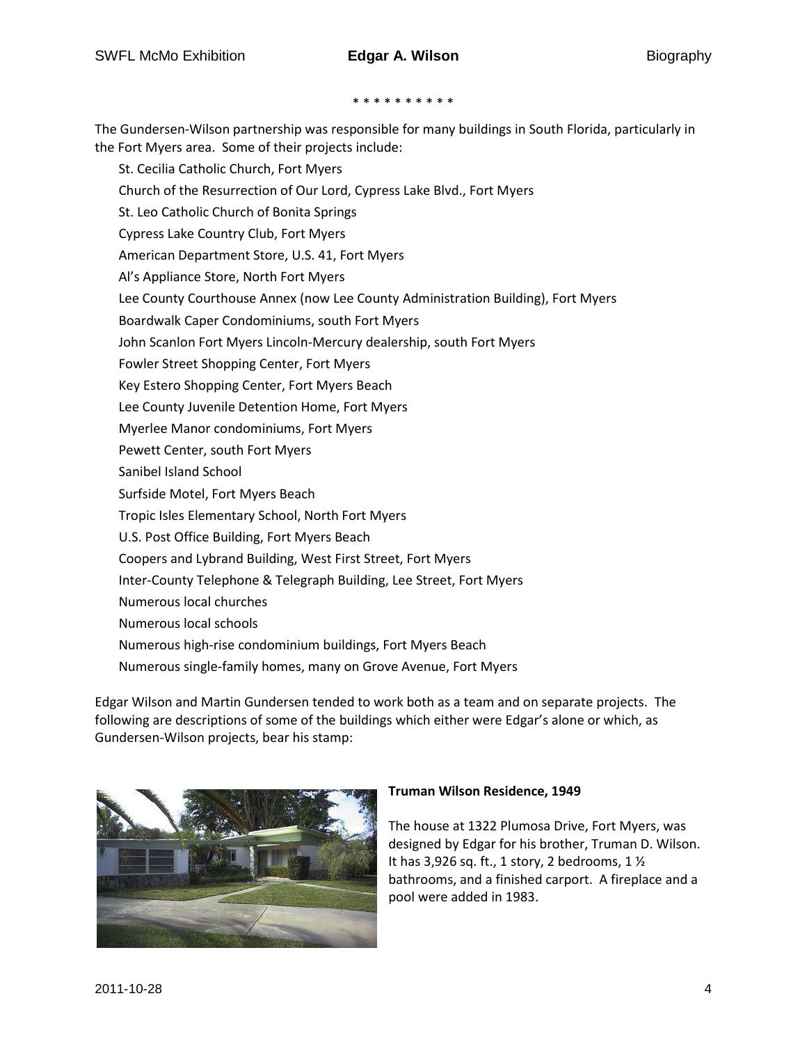\* \* \* \* \* \* \* \* \* \*

The Gundersen-Wilson partnership was responsible for many buildings in South Florida, particularly in the Fort Myers area. Some of their projects include:

- St. Cecilia Catholic Church, Fort Myers
- Church of the Resurrection of Our Lord, Cypress Lake Blvd., Fort Myers
- St. Leo Catholic Church of Bonita Springs
- Cypress Lake Country Club, Fort Myers
- American Department Store, U.S. 41, Fort Myers
- Al's Appliance Store, North Fort Myers
- Lee County Courthouse Annex (now Lee County Administration Building), Fort Myers
- Boardwalk Caper Condominiums, south Fort Myers
- John Scanlon Fort Myers Lincoln-Mercury dealership, south Fort Myers
- Fowler Street Shopping Center, Fort Myers
- Key Estero Shopping Center, Fort Myers Beach
- Lee County Juvenile Detention Home, Fort Myers
- Myerlee Manor condominiums, Fort Myers
- Pewett Center, south Fort Myers
- Sanibel Island School
- Surfside Motel, Fort Myers Beach
- Tropic Isles Elementary School, North Fort Myers
- U.S. Post Office Building, Fort Myers Beach
- Coopers and Lybrand Building, West First Street, Fort Myers
- Inter-County Telephone & Telegraph Building, Lee Street, Fort Myers
- Numerous local churches
- Numerous local schools
- Numerous high-rise condominium buildings, Fort Myers Beach
- Numerous single-family homes, many on Grove Avenue, Fort Myers

Edgar Wilson and Martin Gundersen tended to work both as a team and on separate projects. The following are descriptions of some of the buildings which either were Edgar's alone or which, as Gundersen-Wilson projects, bear his stamp:

**Truman Wilson Residence, 1949**

The house at 1322 Plumosa Drive, Fort Myers, was designed by Edgar for his brother, Truman D. Wilson. It has 3,926 sq. ft., 1 story, 2 bedrooms, 1 ½ bathrooms, and a finished carport. A fireplace and a pool were added in 1983.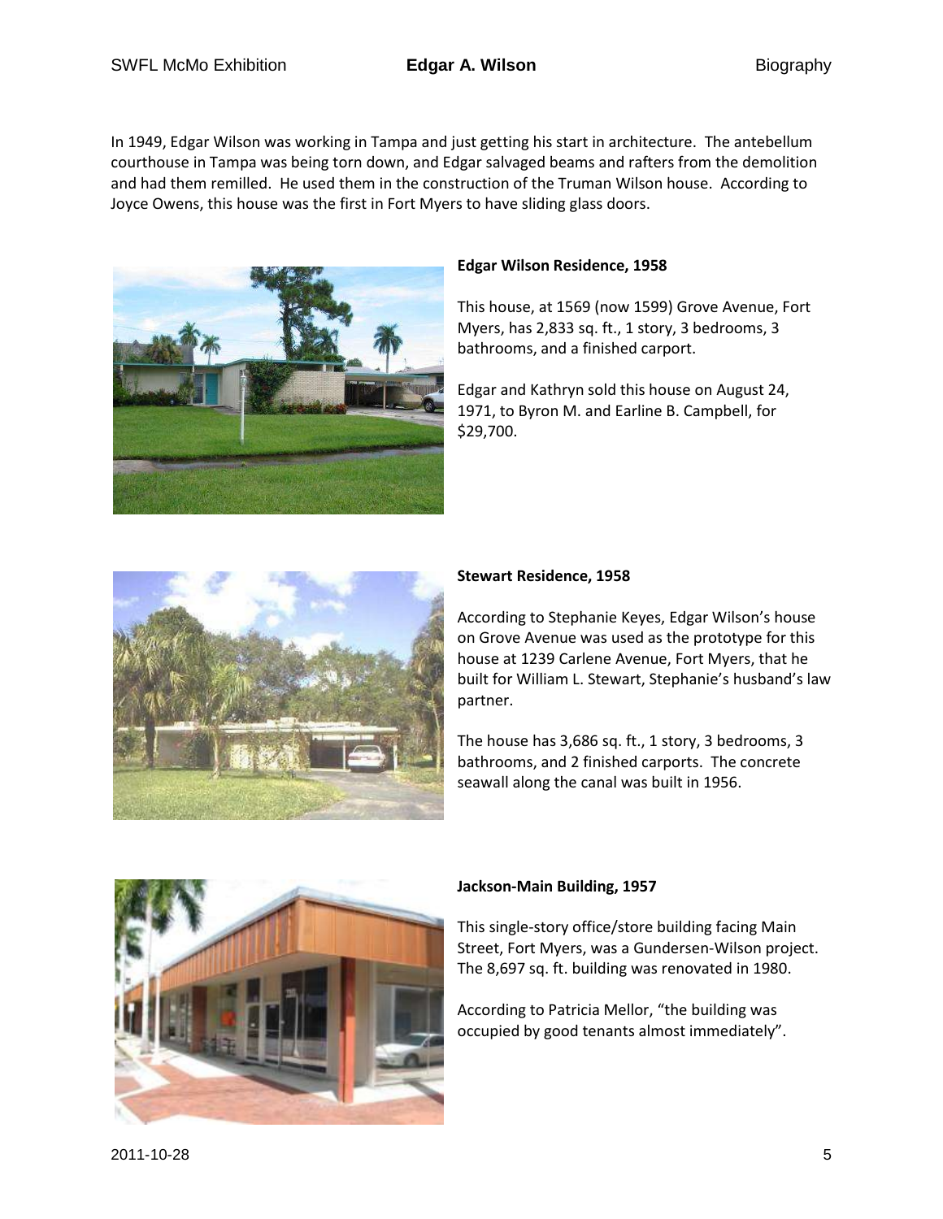In 1949, Edgar Wilson was working in Tampa and just getting his start in architecture. The antebellum courthouse in Tampa was being torn down, and Edgar salvaged beams and rafters from the demolition and had them remilled. He used them in the construction of the Truman Wilson house. According to Joyce Owens, this house was the first in Fort Myers to have sliding glass doors.

**Edgar Wilson Residence, 1958**

This house, at 1569 (now 1599) Grove Avenue, Fort Myers, has 2,833 sq. ft., 1 story, 3 bedrooms, 3 bathrooms, and a finished carport.

Edgar and Kathryn sold this house on August 24, 1971, to Byron M. and Earline B. Campbell, for $29,700.

**Stewart Residence, 1958**

According to Stephanie Keyes, Edgar Wilson's house on Grove Avenue was used as the prototype for this house at 1239 Carlene Avenue, Fort Myers, that he built for William L. Stewart, Stephanie's husband's law partner.

The house has 3,686 sq. ft., 1 story, 3 bedrooms, 3 bathrooms, and 2 finished carports. The concrete seawall along the canal was built in 1956.

**Jackson-Main Building, 1957**

This single-story office/store building facing Main Street, Fort Myers, was a Gundersen-Wilson project. The 8,697 sq. ft. building was renovated in 1980.

According to Patricia Mellor, "the building was occupied by good tenants almost immediately".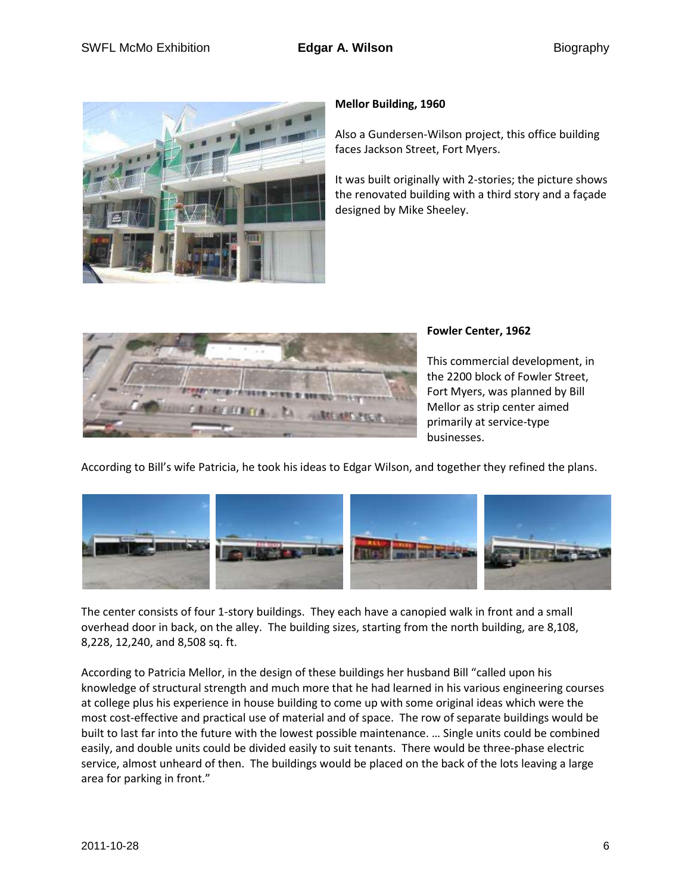**Mellor Building, 1960**

Also a Gundersen-Wilson project, this office building faces Jackson Street, Fort Myers.

It was built originally with 2-stories; the picture shows the renovated building with a third story and a façade designed by Mike Sheeley.

**Fowler Center, 1962**

This commercial development, in the 2200 block of Fowler Street, Fort Myers, was planned by Bill Mellor as strip center aimed primarily at service-type businesses.

According to Bill's wife Patricia, he took his ideas to Edgar Wilson, and together they refined the plans.

The center consists of four 1-story buildings. They each have a canopied walk in front and a small overhead door in back, on the alley. The building sizes, starting from the north building, are 8,108, 8,228, 12,240, and 8,508 sq. ft.

According to Patricia Mellor, in the design of these buildings her husband Bill "called upon his knowledge of structural strength and much more that he had learned in his various engineering courses at college plus his experience in house building to come up with some original ideas which were the most cost-effective and practical use of material and of space. The row of separate buildings would be built to last far into the future with the lowest possible maintenance. … Single units could be combined easily, and double units could be divided easily to suit tenants. There would be three-phase electric service, almost unheard of then. The buildings would be placed on the back of the lots leaving a large area for parking in front."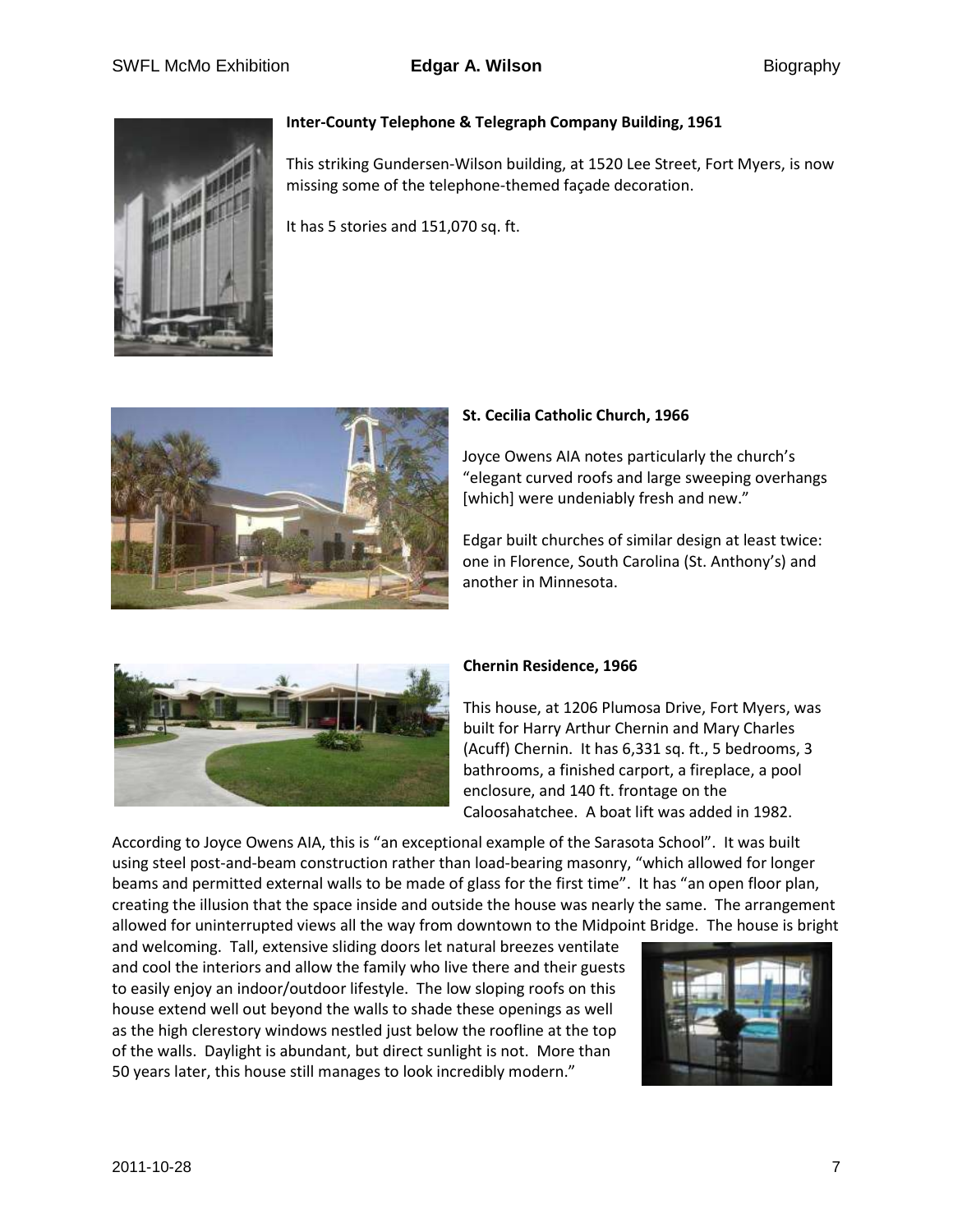**Inter-County Telephone & Telegraph Company Building, 1961**

This striking Gundersen-Wilson building, at 1520 Lee Street, Fort Myers, is now missing some of the telephone-themed façade decoration.

It has 5 stories and 151,070 sq. ft.

**St. Cecilia Catholic Church, 1966**

Joyce Owens AIA notes particularly the church's "elegant curved roofs and large sweeping overhangs [which] were undeniably fresh and new."

Edgar built churches of similar design at least twice: one in Florence, South Carolina (St. Anthony's) and another in Minnesota.

**Chernin Residence, 1966**

This house, at 1206 Plumosa Drive, Fort Myers, was built for Harry Arthur Chernin and Mary Charles (Acuff) Chernin. It has 6,331 sq. ft., 5 bedrooms, 3 bathrooms, a finished carport, a fireplace, a pool enclosure, and 140 ft. frontage on the Caloosahatchee. A boat lift was added in 1982.

According to Joyce Owens AIA, this is "an exceptional example of the Sarasota School". It was built using steel post-and-beam construction rather than load-bearing masonry, "which allowed for longer beams and permitted external walls to be made of glass for the first time". It has "an open floor plan, creating the illusion that the space inside and outside the house was nearly the same. The arrangement allowed for uninterrupted views all the way from downtown to the Midpoint Bridge. The house is bright and welcoming. Tall, extensive sliding doors let natural breezes ventilate and cool the interiors and allow the family who live there and their guests to easily enjoy an indoor/outdoor lifestyle. The low sloping roofs on this house extend well out beyond the walls to shade these openings as well as the high clerestory windows nestled just below the roofline at the top of the walls. Daylight is abundant, but direct sunlight is not. More than 50 years later, this house still manages to look incredibly modern."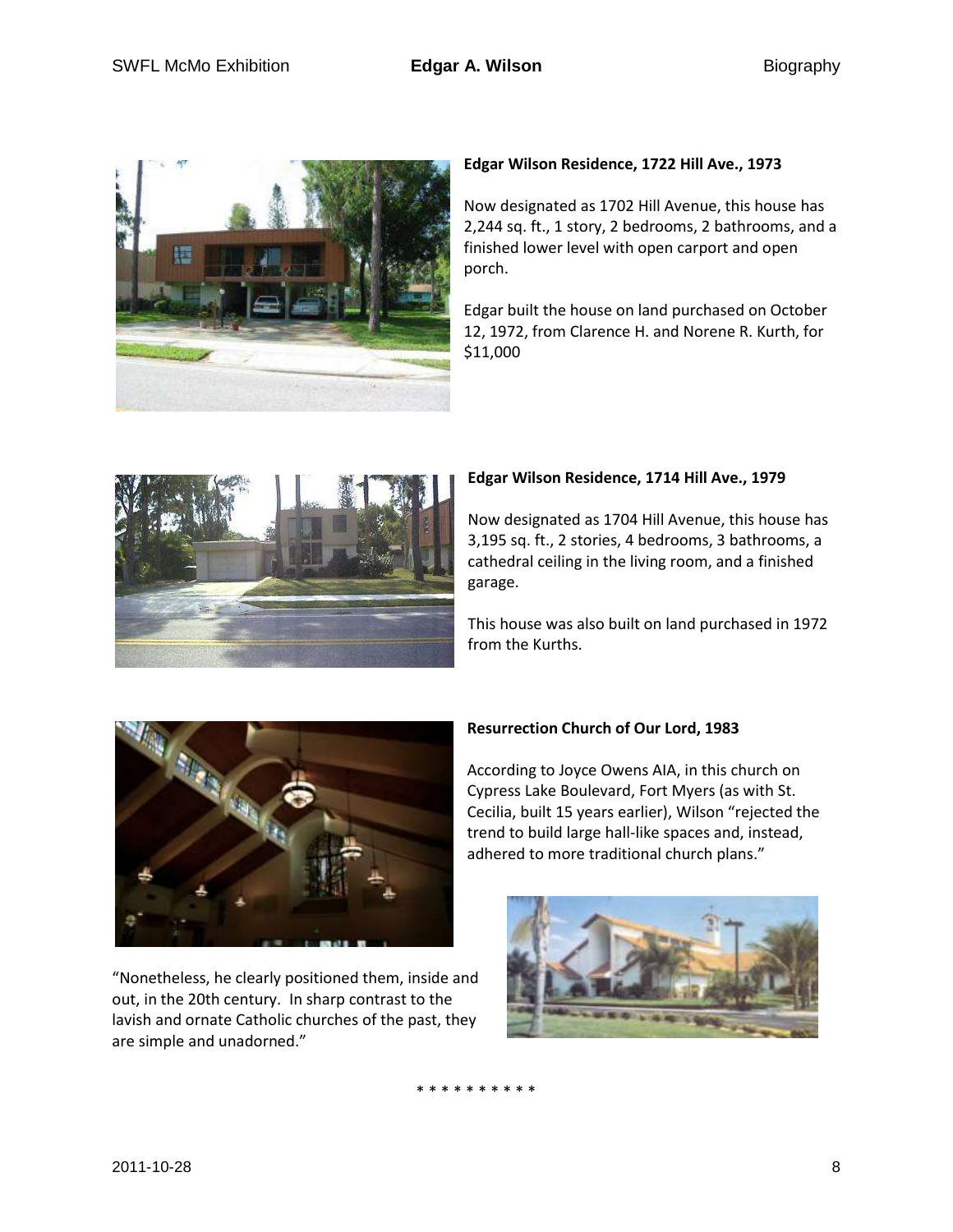**Edgar Wilson Residence, 1722 Hill Ave., 1973**

Now designated as 1702 Hill Avenue, this house has 2,244 sq. ft., 1 story, 2 bedrooms, 2 bathrooms, and a finished lower level with open carport and open porch.

Edgar built the house on land purchased on October 12, 1972, from Clarence H. and Norene R. Kurth, for $11,000

**Edgar Wilson Residence, 1714 Hill Ave., 1979**

Now designated as 1704 Hill Avenue, this house has 3,195 sq. ft., 2 stories, 4 bedrooms, 3 bathrooms, a cathedral ceiling in the living room, and a finished garage.

This house was also built on land purchased in 1972 from the Kurths.

**Resurrection Church of Our Lord, 1983**

According to Joyce Owens AIA, in this church on Cypress Lake Boulevard, Fort Myers (as with St. Cecilia, built 15 years earlier), Wilson "rejected the trend to build large hall-like spaces and, instead, adhered to more traditional church plans."

"Nonetheless, he clearly positioned them, inside and out, in the 20th century. In sharp contrast to the lavish and ornate Catholic churches of the past, they are simple and unadorned."

* * * * * * * * * *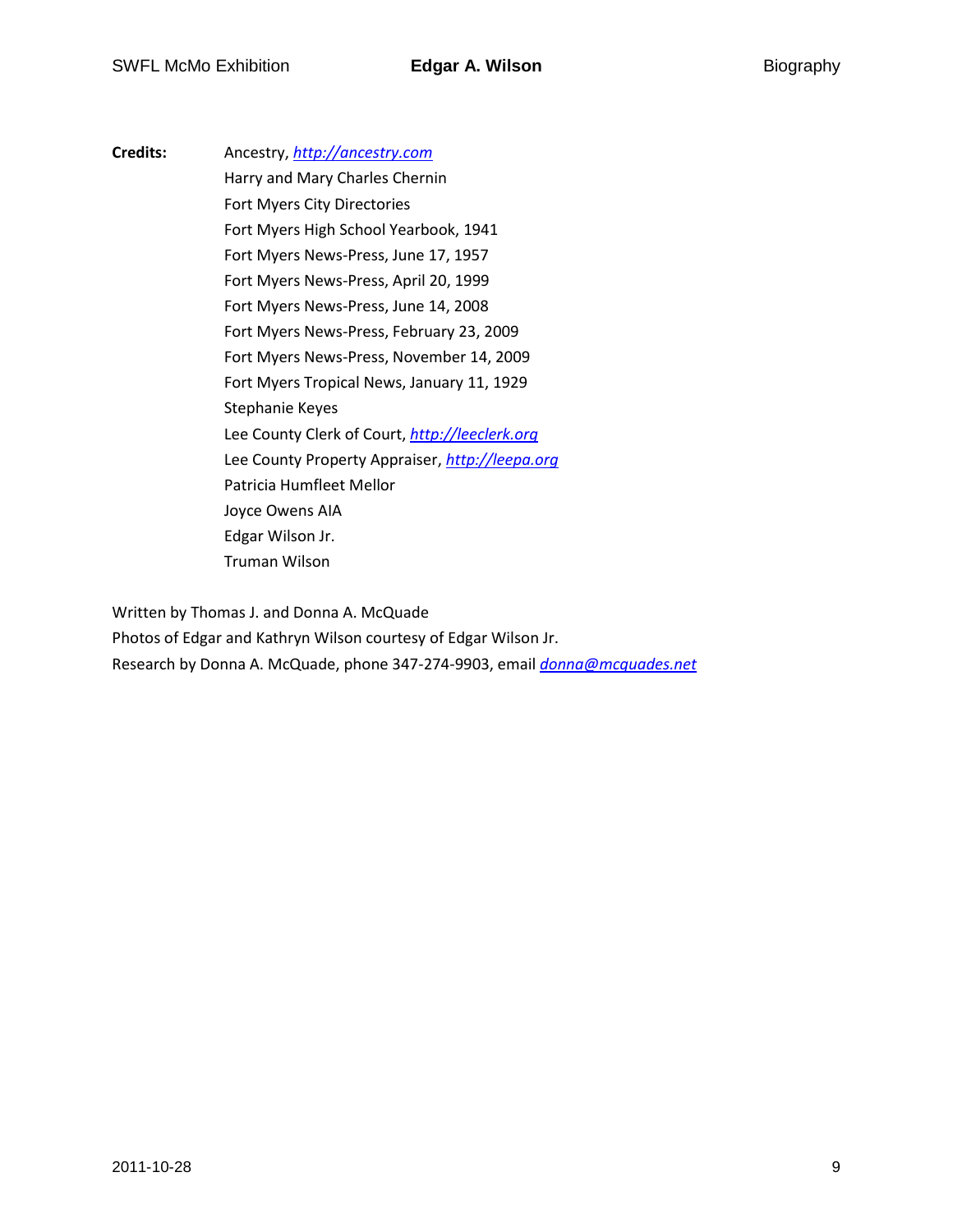**Credits:**

Ancestry, *http://ancestry.com*
Harry and Mary Charles Chernin
Fort Myers City Directories
Fort Myers High School Yearbook, 1941
Fort Myers News-Press, June 17, 1957
Fort Myers News-Press, April 20, 1999
Fort Myers News-Press, June 14, 2008
Fort Myers News-Press, February 23, 2009
Fort Myers News-Press, November 14, 2009
Fort Myers Tropical News, January 11, 1929
Stephanie Keyes
Lee County Clerk of Court, *http://leeclerk.org*
Lee County Property Appraiser, *http://leepa.org*
Patricia Humfleet Mellor
Joyce Owens AIA
Edgar Wilson Jr.
Truman Wilson

Written by Thomas J. and Donna A. McQuade
Photos of Edgar and Kathryn Wilson courtesy of Edgar Wilson Jr.
Research by Donna A. McQuade, phone 347-274-9903, email *donna@mcquades.net*